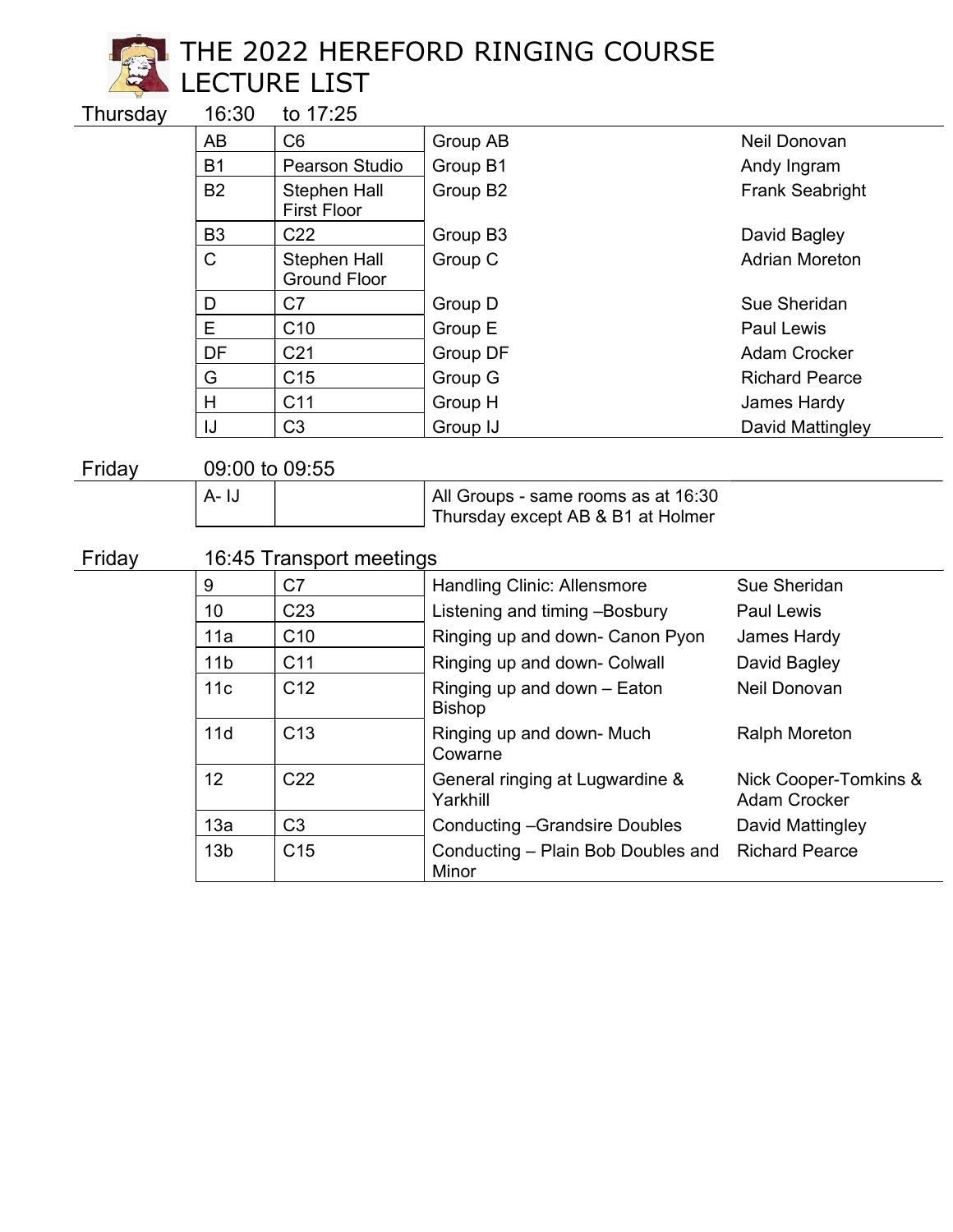# THE 2022 HEREFORD RINGING COURSE LECTURE LIST

## Thursday 16:30 to 17:25

| | | | |
|---|---|---|---|
| AB | C6 | Group AB | Neil Donovan |
| B1 | Pearson Studio | Group B1 | Andy Ingram |
| B2 | Stephen Hall First Floor | Group B2 | Frank Seabright |
| B3 | C22 | Group B3 | David Bagley |
| C | Stephen Hall Ground Floor | Group C | Adrian Moreton |
| D | C7 | Group D | Sue Sheridan |
| E | C10 | Group E | Paul Lewis |
| DF | C21 | Group DF | Adam Crocker |
| G | C15 | Group G | Richard Pearce |
| H | C11 | Group H | James Hardy |
| IJ | C3 | Group IJ | David Mattingley |

## Friday 09:00 to 09:55

| | | | |
|---|---|---|---|
| A- IJ | | All Groups - same rooms as at 16:30 Thursday except AB & B1 at Holmer | |

## Friday 16:45 Transport meetings

| | | | |
|---|---|---|---|
| 9 | C7 | Handling Clinic: Allensmore | Sue Sheridan |
| 10 | C23 | Listening and timing –Bosbury | Paul Lewis |
| 11a | C10 | Ringing up and down- Canon Pyon | James Hardy |
| 11b | C11 | Ringing up and down- Colwall | David Bagley |
| 11c | C12 | Ringing up and down – Eaton Bishop | Neil Donovan |
| 11d | C13 | Ringing up and down- Much Cowarne | Ralph Moreton |
| 12 | C22 | General ringing at Lugwardine & Yarkhill | Nick Cooper-Tomkins & Adam Crocker |
| 13a | C3 | Conducting –Grandsire Doubles | David Mattingley |
| 13b | C15 | Conducting – Plain Bob Doubles and Minor | Richard Pearce |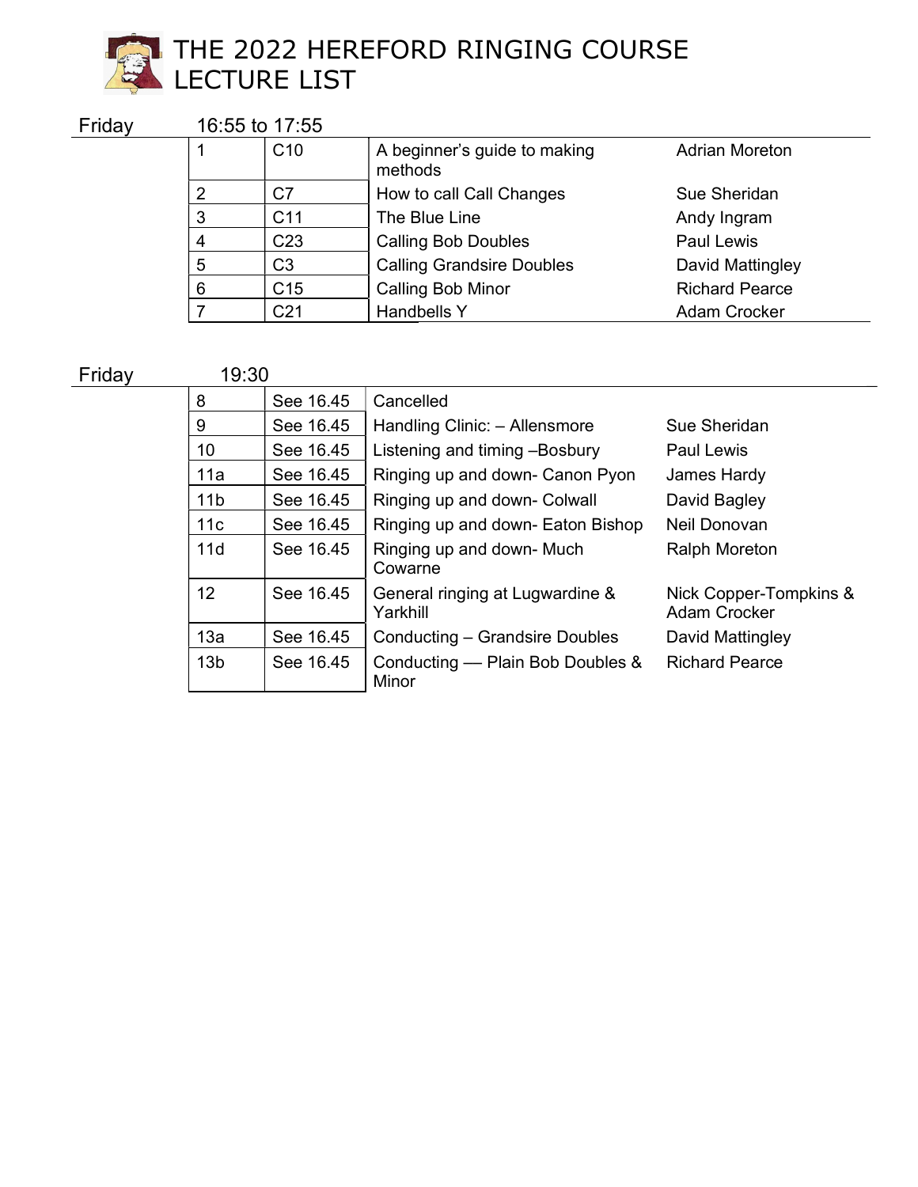# THE 2022 HEREFORD RINGING COURSE LECTURE LIST

## Friday 16:55 to 17:55

| | | | |
|---|---|---|---|
| 1 | C10 | A beginner's guide to making methods | Adrian Moreton |
| 2 | C7 | How to call Call Changes | Sue Sheridan |
| 3 | C11 | The Blue Line | Andy Ingram |
| 4 | C23 | Calling Bob Doubles | Paul Lewis |
| 5 | C3 | Calling Grandsire Doubles | David Mattingley |
| 6 | C15 | Calling Bob Minor | Richard Pearce |
| 7 | C21 | Handbells Y | Adam Crocker |

## Friday 19:30

| | | | |
|---|---|---|---|
| 8 | See 16.45 | Cancelled | |
| 9 | See 16.45 | Handling Clinic: – Allensmore | Sue Sheridan |
| 10 | See 16.45 | Listening and timing –Bosbury | Paul Lewis |
| 11a | See 16.45 | Ringing up and down- Canon Pyon | James Hardy |
| 11b | See 16.45 | Ringing up and down- Colwall | David Bagley |
| 11c | See 16.45 | Ringing up and down- Eaton Bishop | Neil Donovan |
| 11d | See 16.45 | Ringing up and down- Much Cowarne | Ralph Moreton |
| 12 | See 16.45 | General ringing at Lugwardine & Yarkhill | Nick Copper-Tompkins & Adam Crocker |
| 13a | See 16.45 | Conducting – Grandsire Doubles | David Mattingley |
| 13b | See 16.45 | Conducting — Plain Bob Doubles & Minor | Richard Pearce |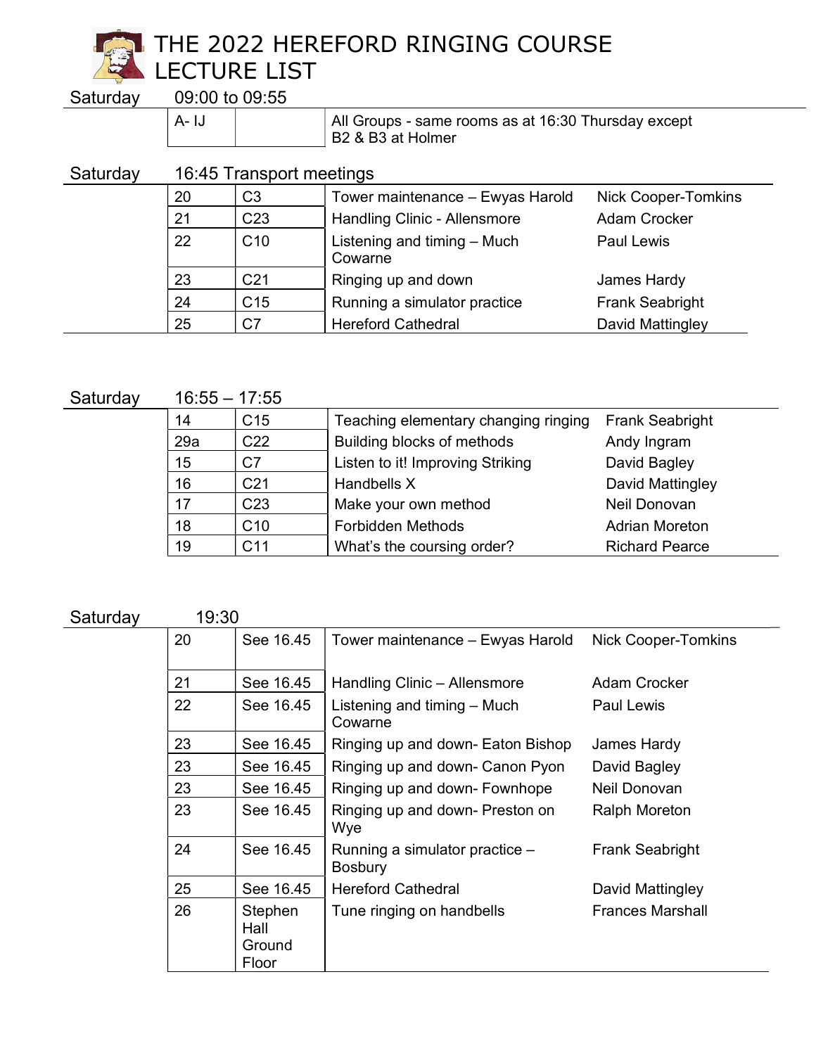# THE 2022 HEREFORD RINGING COURSE LECTURE LIST

**Saturday** 09:00 to 09:55

| | | |
|---|---|---|
| A- IJ | | All Groups - same rooms as at 16:30 Thursday except B2 & B3 at Holmer |

**Saturday** 16:45 Transport meetings

| | | | |
|---|---|---|---|
| 20 | C3 | Tower maintenance – Ewyas Harold | Nick Cooper-Tomkins |
| 21 | C23 | Handling Clinic - Allensmore | Adam Crocker |
| 22 | C10 | Listening and timing – Much Cowarne | Paul Lewis |
| 23 | C21 | Ringing up and down | James Hardy |
| 24 | C15 | Running a simulator practice | Frank Seabright |
| 25 | C7 | Hereford Cathedral | David Mattingley |

**Saturday** 16:55 – 17:55

| | | | |
|---|---|---|---|
| 14 | C15 | Teaching elementary changing ringing | Frank Seabright |
| 29a | C22 | Building blocks of methods | Andy Ingram |
| 15 | C7 | Listen to it! Improving Striking | David Bagley |
| 16 | C21 | Handbells X | David Mattingley |
| 17 | C23 | Make your own method | Neil Donovan |
| 18 | C10 | Forbidden Methods | Adrian Moreton |
| 19 | C11 | What's the coursing order? | Richard Pearce |

**Saturday** 19:30

| | | | |
|---|---|---|---|
| 20 | See 16.45 | Tower maintenance – Ewyas Harold | Nick Cooper-Tomkins |
| 21 | See 16.45 | Handling Clinic – Allensmore | Adam Crocker |
| 22 | See 16.45 | Listening and timing – Much Cowarne | Paul Lewis |
| 23 | See 16.45 | Ringing up and down- Eaton Bishop | James Hardy |
| 23 | See 16.45 | Ringing up and down- Canon Pyon | David Bagley |
| 23 | See 16.45 | Ringing up and down- Fownhope | Neil Donovan |
| 23 | See 16.45 | Ringing up and down- Preston on Wye | Ralph Moreton |
| 24 | See 16.45 | Running a simulator practice – Bosbury | Frank Seabright |
| 25 | See 16.45 | Hereford Cathedral | David Mattingley |
| 26 | Stephen Hall Ground Floor | Tune ringing on handbells | Frances Marshall |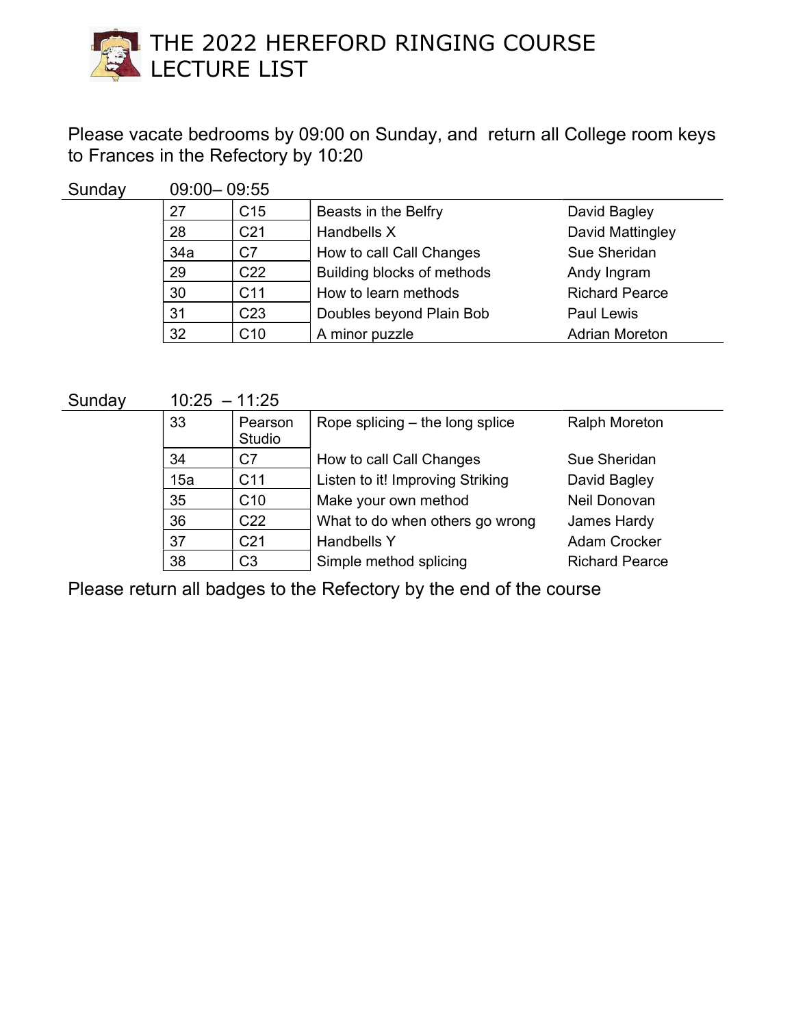# THE 2022 HEREFORD RINGING COURSE LECTURE LIST

Please vacate bedrooms by 09:00 on Sunday, and return all College room keys to Frances in the Refectory by 10:20

Sunday 09:00– 09:55

| | | | |
|---|---|---|---|
| 27 | C15 | Beasts in the Belfry | David Bagley |
| 28 | C21 | Handbells X | David Mattingley |
| 34a | C7 | How to call Call Changes | Sue Sheridan |
| 29 | C22 | Building blocks of methods | Andy Ingram |
| 30 | C11 | How to learn methods | Richard Pearce |
| 31 | C23 | Doubles beyond Plain Bob | Paul Lewis |
| 32 | C10 | A minor puzzle | Adrian Moreton |

Sunday 10:25 – 11:25

| | | | |
|---|---|---|---|
| 33 | Pearson Studio | Rope splicing – the long splice | Ralph Moreton |
| 34 | C7 | How to call Call Changes | Sue Sheridan |
| 15a | C11 | Listen to it! Improving Striking | David Bagley |
| 35 | C10 | Make your own method | Neil Donovan |
| 36 | C22 | What to do when others go wrong | James Hardy |
| 37 | C21 | Handbells Y | Adam Crocker |
| 38 | C3 | Simple method splicing | Richard Pearce |

Please return all badges to the Refectory by the end of the course